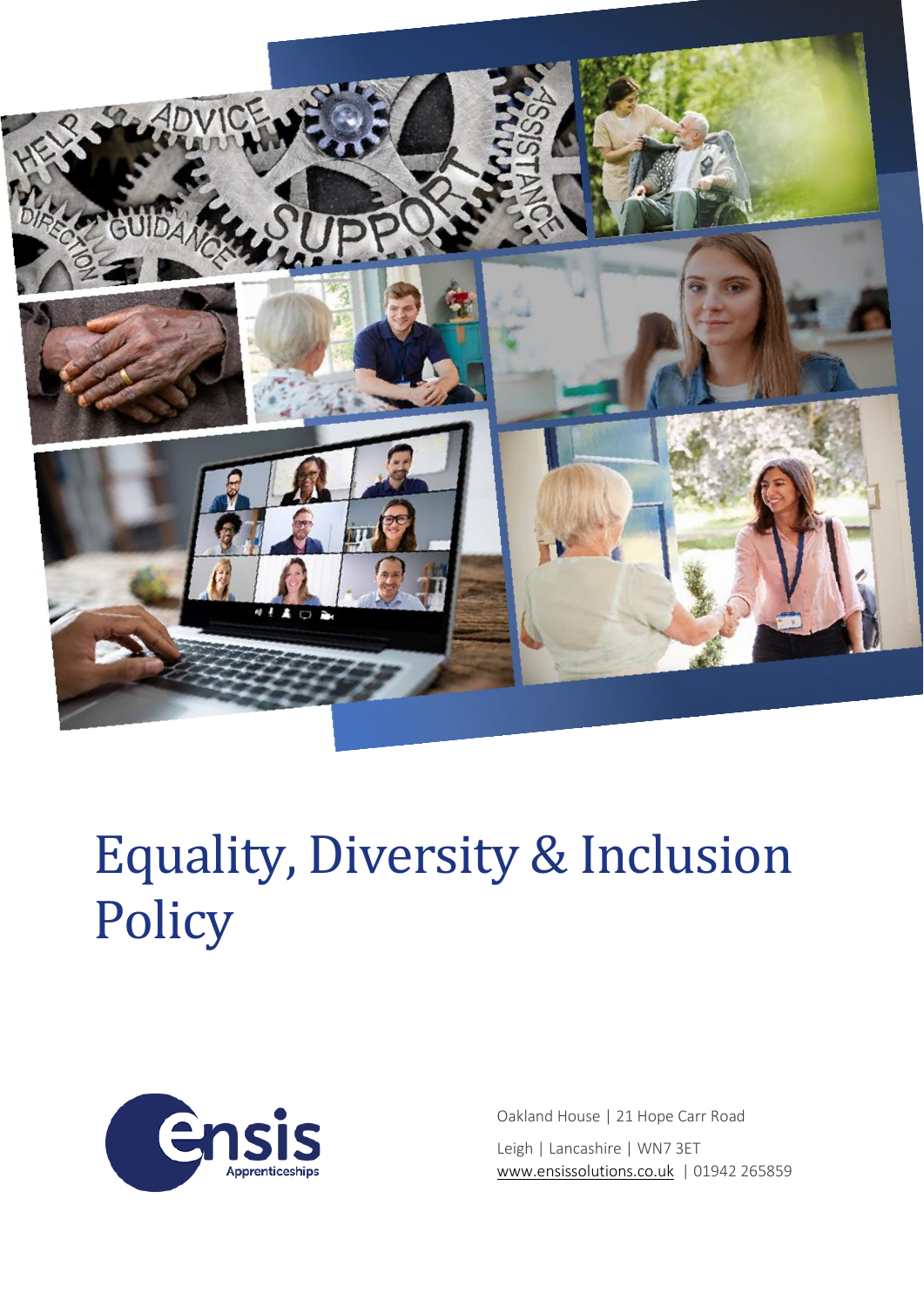# Equality, Diversity & Inclusion Policy

Oakland House | 21 Hope Carr Road

Leigh | Lancashire | WN7 3ET

www.ensissolutions.co.uk | 01942 265859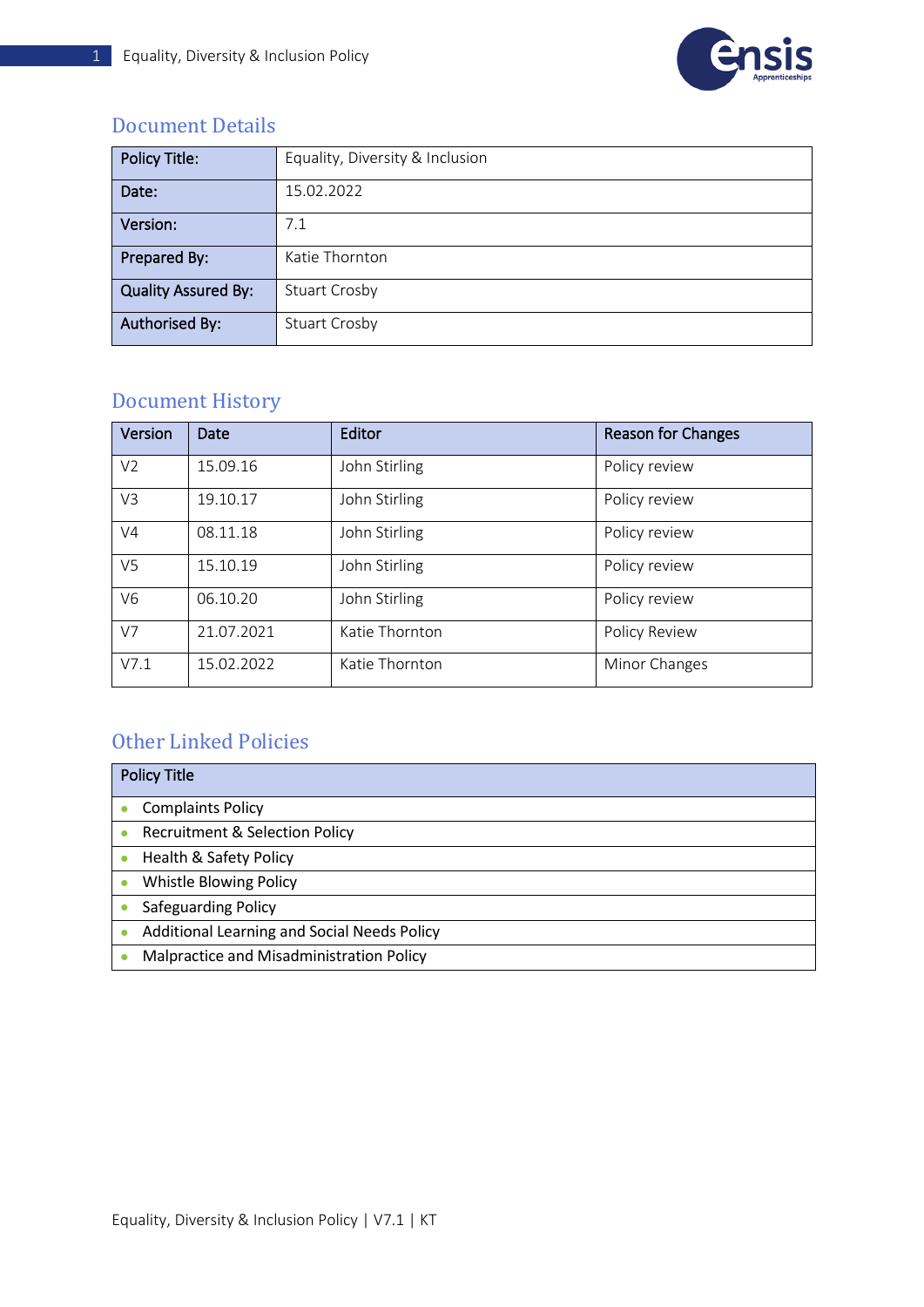## Document Details

| Policy Title: | Equality, Diversity & Inclusion |
|---|---|
| Date: | 15.02.2022 |
| Version: | 7.1 |
| Prepared By: | Katie Thornton |
| Quality Assured By: | Stuart Crosby |
| Authorised By: | Stuart Crosby |

## Document History

| Version | Date | Editor | Reason for Changes |
|---|---|---|---|
| V2 | 15.09.16 | John Stirling | Policy review |
| V3 | 19.10.17 | John Stirling | Policy review |
| V4 | 08.11.18 | John Stirling | Policy review |
| V5 | 15.10.19 | John Stirling | Policy review |
| V6 | 06.10.20 | John Stirling | Policy review |
| V7 | 21.07.2021 | Katie Thornton | Policy Review |
| V7.1 | 15.02.2022 | Katie Thornton | Minor Changes |

## Other Linked Policies

| Policy Title |
|---|
| • Complaints Policy |
| • Recruitment & Selection Policy |
| • Health & Safety Policy |
| • Whistle Blowing Policy |
| • Safeguarding Policy |
| • Additional Learning and Social Needs Policy |
| • Malpractice and Misadministration Policy |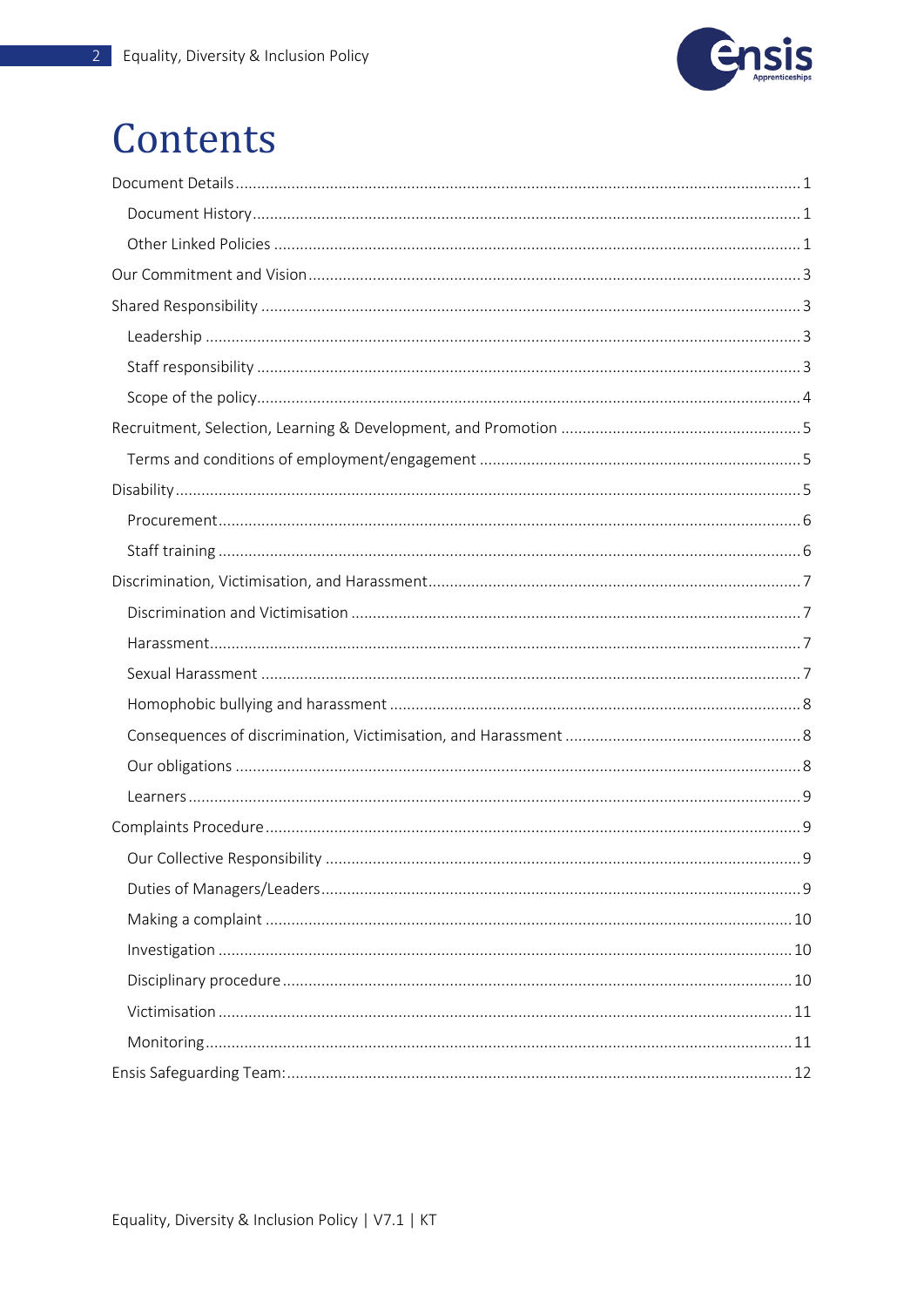# Contents

- Document Details ..... 1
  - Document History ..... 1
  - Other Linked Policies ..... 1
- Our Commitment and Vision ..... 3
- Shared Responsibility ..... 3
  - Leadership ..... 3
  - Staff responsibility ..... 3
  - Scope of the policy ..... 4
- Recruitment, Selection, Learning & Development, and Promotion ..... 5
  - Terms and conditions of employment/engagement ..... 5
- Disability ..... 5
  - Procurement ..... 6
  - Staff training ..... 6
- Discrimination, Victimisation, and Harassment ..... 7
  - Discrimination and Victimisation ..... 7
  - Harassment ..... 7
  - Sexual Harassment ..... 7
  - Homophobic bullying and harassment ..... 8
  - Consequences of discrimination, Victimisation, and Harassment ..... 8
  - Our obligations ..... 8
  - Learners ..... 9
- Complaints Procedure ..... 9
  - Our Collective Responsibility ..... 9
  - Duties of Managers/Leaders ..... 9
  - Making a complaint ..... 10
  - Investigation ..... 10
  - Disciplinary procedure ..... 10
  - Victimisation ..... 11
  - Monitoring ..... 11
- Ensis Safeguarding Team: ..... 12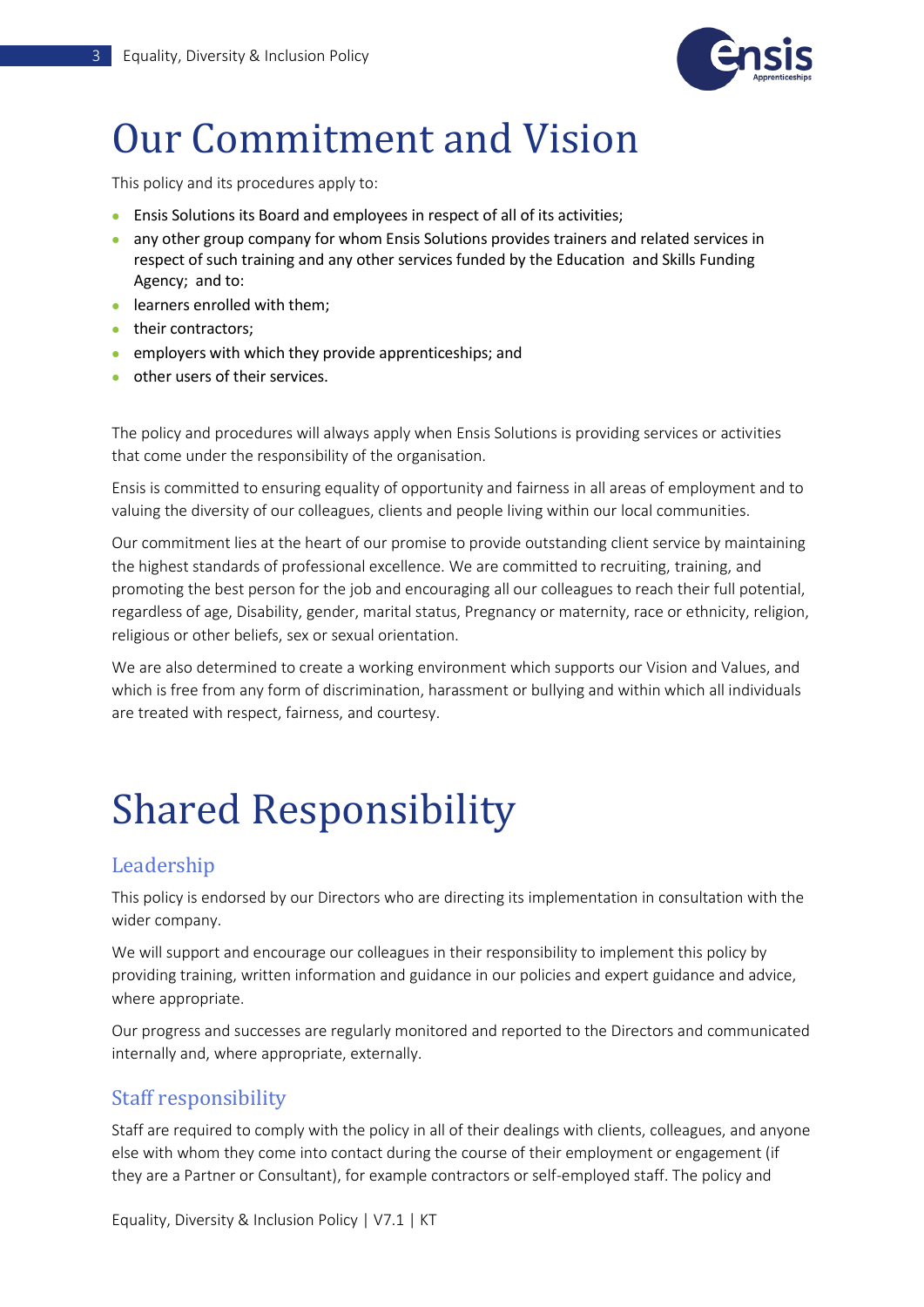# Our Commitment and Vision

This policy and its procedures apply to:

- Ensis Solutions its Board and employees in respect of all of its activities;
- any other group company for whom Ensis Solutions provides trainers and related services in respect of such training and any other services funded by the Education and Skills Funding Agency; and to:
- learners enrolled with them;
- their contractors;
- employers with which they provide apprenticeships; and
- other users of their services.

The policy and procedures will always apply when Ensis Solutions is providing services or activities that come under the responsibility of the organisation.

Ensis is committed to ensuring equality of opportunity and fairness in all areas of employment and to valuing the diversity of our colleagues, clients and people living within our local communities.

Our commitment lies at the heart of our promise to provide outstanding client service by maintaining the highest standards of professional excellence. We are committed to recruiting, training, and promoting the best person for the job and encouraging all our colleagues to reach their full potential, regardless of age, Disability, gender, marital status, Pregnancy or maternity, race or ethnicity, religion, religious or other beliefs, sex or sexual orientation.

We are also determined to create a working environment which supports our Vision and Values, and which is free from any form of discrimination, harassment or bullying and within which all individuals are treated with respect, fairness, and courtesy.

# Shared Responsibility

## Leadership

This policy is endorsed by our Directors who are directing its implementation in consultation with the wider company.

We will support and encourage our colleagues in their responsibility to implement this policy by providing training, written information and guidance in our policies and expert guidance and advice, where appropriate.

Our progress and successes are regularly monitored and reported to the Directors and communicated internally and, where appropriate, externally.

## Staff responsibility

Staff are required to comply with the policy in all of their dealings with clients, colleagues, and anyone else with whom they come into contact during the course of their employment or engagement (if they are a Partner or Consultant), for example contractors or self-employed staff. The policy and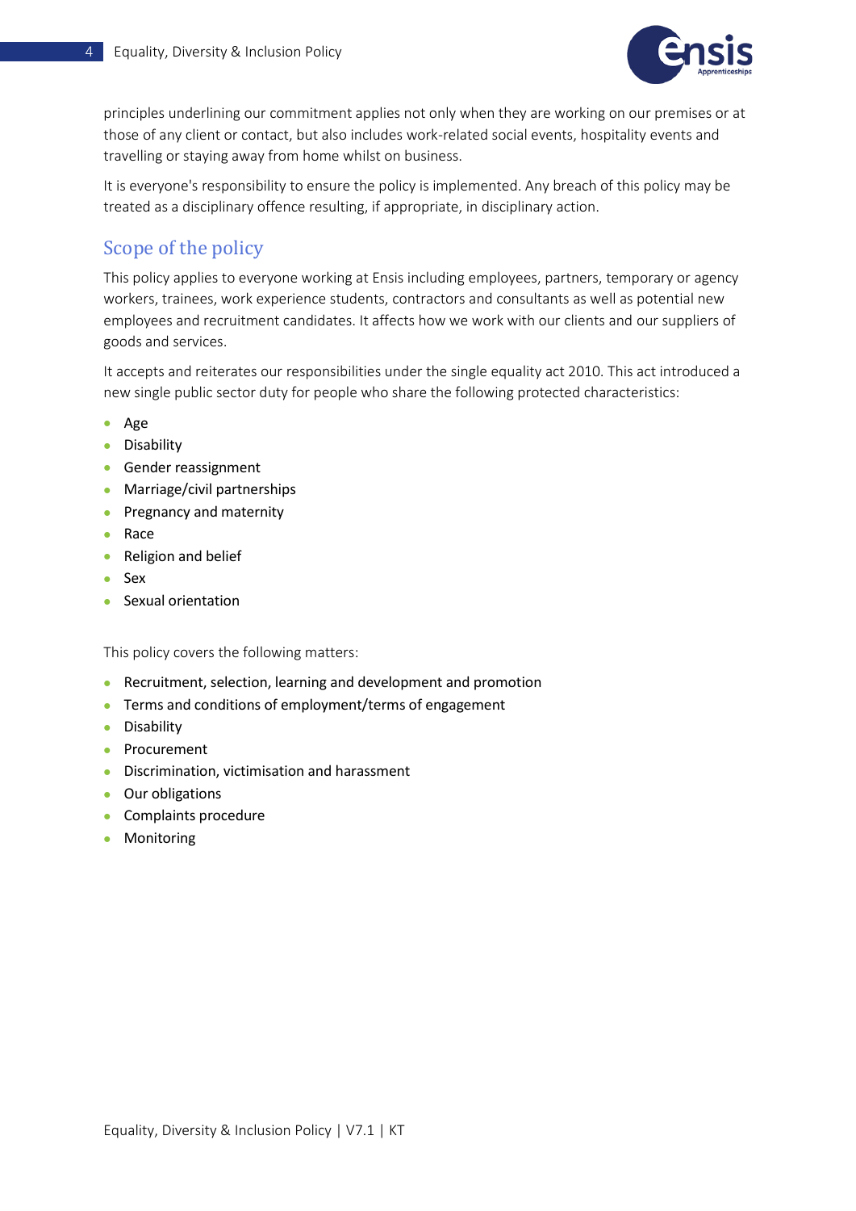principles underlining our commitment applies not only when they are working on our premises or at those of any client or contact, but also includes work-related social events, hospitality events and travelling or staying away from home whilst on business.

It is everyone's responsibility to ensure the policy is implemented. Any breach of this policy may be treated as a disciplinary offence resulting, if appropriate, in disciplinary action.

## Scope of the policy

This policy applies to everyone working at Ensis including employees, partners, temporary or agency workers, trainees, work experience students, contractors and consultants as well as potential new employees and recruitment candidates. It affects how we work with our clients and our suppliers of goods and services.

It accepts and reiterates our responsibilities under the single equality act 2010. This act introduced a new single public sector duty for people who share the following protected characteristics:

- Age
- Disability
- Gender reassignment
- Marriage/civil partnerships
- Pregnancy and maternity
- Race
- Religion and belief
- Sex
- Sexual orientation

This policy covers the following matters:

- Recruitment, selection, learning and development and promotion
- Terms and conditions of employment/terms of engagement
- Disability
- Procurement
- Discrimination, victimisation and harassment
- Our obligations
- Complaints procedure
- Monitoring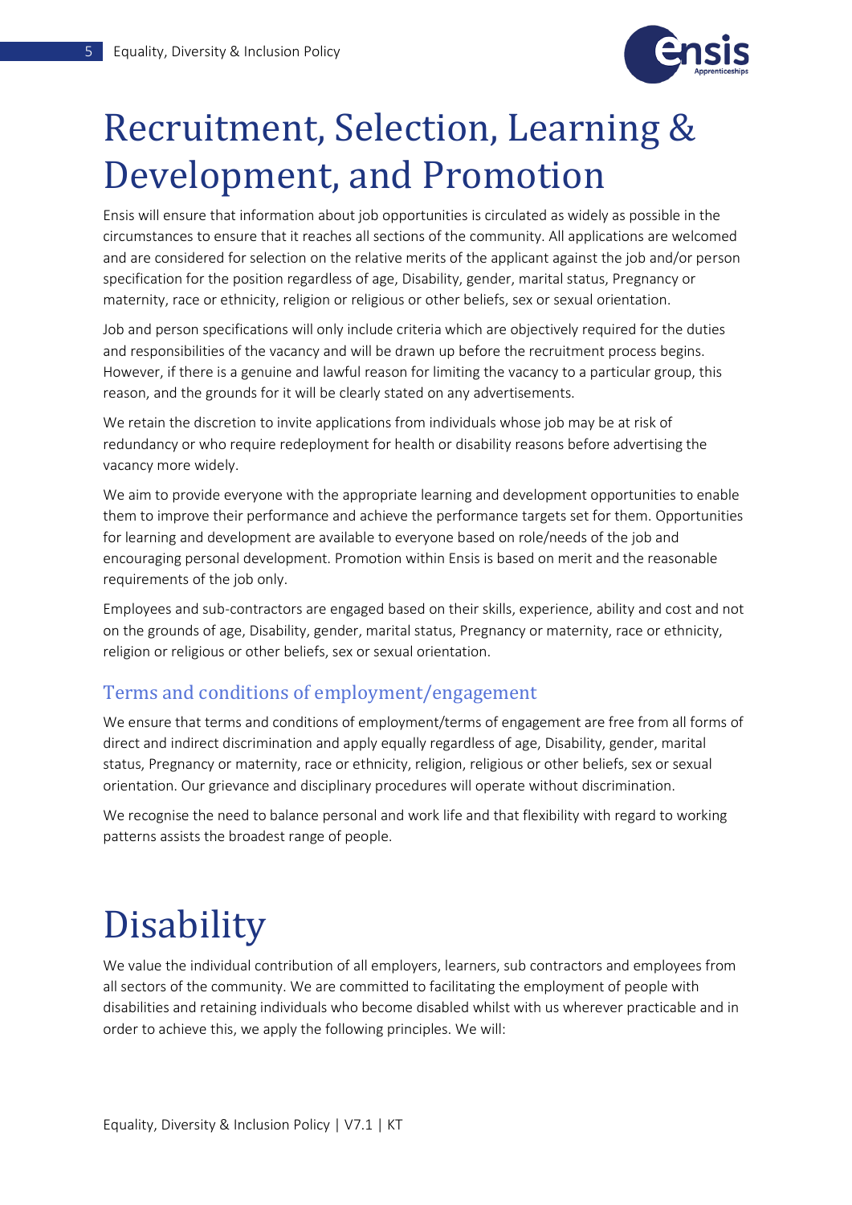# Recruitment, Selection, Learning & Development, and Promotion

Ensis will ensure that information about job opportunities is circulated as widely as possible in the circumstances to ensure that it reaches all sections of the community. All applications are welcomed and are considered for selection on the relative merits of the applicant against the job and/or person specification for the position regardless of age, Disability, gender, marital status, Pregnancy or maternity, race or ethnicity, religion or religious or other beliefs, sex or sexual orientation.

Job and person specifications will only include criteria which are objectively required for the duties and responsibilities of the vacancy and will be drawn up before the recruitment process begins. However, if there is a genuine and lawful reason for limiting the vacancy to a particular group, this reason, and the grounds for it will be clearly stated on any advertisements.

We retain the discretion to invite applications from individuals whose job may be at risk of redundancy or who require redeployment for health or disability reasons before advertising the vacancy more widely.

We aim to provide everyone with the appropriate learning and development opportunities to enable them to improve their performance and achieve the performance targets set for them. Opportunities for learning and development are available to everyone based on role/needs of the job and encouraging personal development. Promotion within Ensis is based on merit and the reasonable requirements of the job only.

Employees and sub-contractors are engaged based on their skills, experience, ability and cost and not on the grounds of age, Disability, gender, marital status, Pregnancy or maternity, race or ethnicity, religion or religious or other beliefs, sex or sexual orientation.

## Terms and conditions of employment/engagement

We ensure that terms and conditions of employment/terms of engagement are free from all forms of direct and indirect discrimination and apply equally regardless of age, Disability, gender, marital status, Pregnancy or maternity, race or ethnicity, religion, religious or other beliefs, sex or sexual orientation. Our grievance and disciplinary procedures will operate without discrimination.

We recognise the need to balance personal and work life and that flexibility with regard to working patterns assists the broadest range of people.

# Disability

We value the individual contribution of all employers, learners, sub contractors and employees from all sectors of the community. We are committed to facilitating the employment of people with disabilities and retaining individuals who become disabled whilst with us wherever practicable and in order to achieve this, we apply the following principles. We will: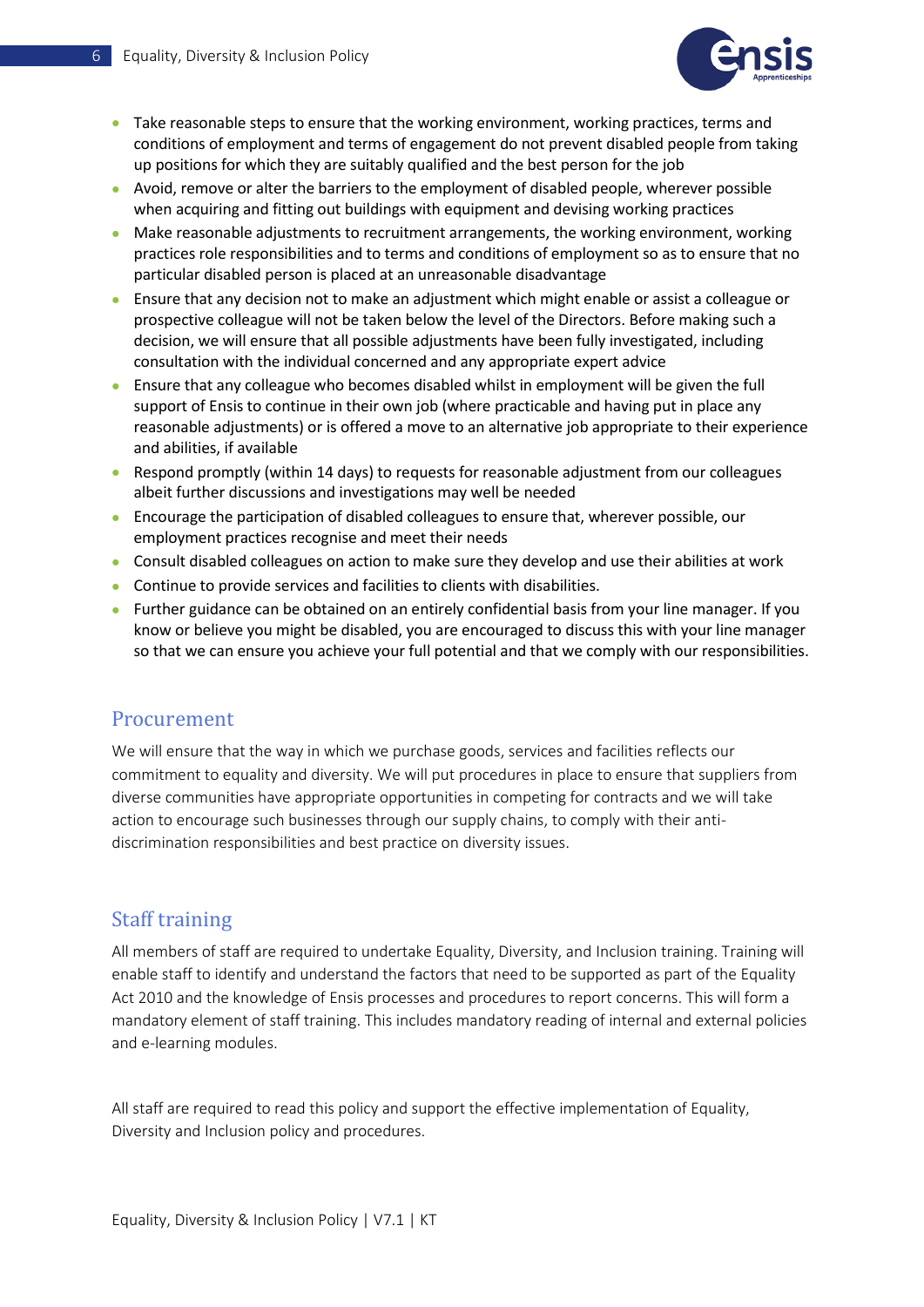- Take reasonable steps to ensure that the working environment, working practices, terms and conditions of employment and terms of engagement do not prevent disabled people from taking up positions for which they are suitably qualified and the best person for the job
- Avoid, remove or alter the barriers to the employment of disabled people, wherever possible when acquiring and fitting out buildings with equipment and devising working practices
- Make reasonable adjustments to recruitment arrangements, the working environment, working practices role responsibilities and to terms and conditions of employment so as to ensure that no particular disabled person is placed at an unreasonable disadvantage
- Ensure that any decision not to make an adjustment which might enable or assist a colleague or prospective colleague will not be taken below the level of the Directors. Before making such a decision, we will ensure that all possible adjustments have been fully investigated, including consultation with the individual concerned and any appropriate expert advice
- Ensure that any colleague who becomes disabled whilst in employment will be given the full support of Ensis to continue in their own job (where practicable and having put in place any reasonable adjustments) or is offered a move to an alternative job appropriate to their experience and abilities, if available
- Respond promptly (within 14 days) to requests for reasonable adjustment from our colleagues albeit further discussions and investigations may well be needed
- Encourage the participation of disabled colleagues to ensure that, wherever possible, our employment practices recognise and meet their needs
- Consult disabled colleagues on action to make sure they develop and use their abilities at work
- Continue to provide services and facilities to clients with disabilities.
- Further guidance can be obtained on an entirely confidential basis from your line manager. If you know or believe you might be disabled, you are encouraged to discuss this with your line manager so that we can ensure you achieve your full potential and that we comply with our responsibilities.

## Procurement

We will ensure that the way in which we purchase goods, services and facilities reflects our commitment to equality and diversity. We will put procedures in place to ensure that suppliers from diverse communities have appropriate opportunities in competing for contracts and we will take action to encourage such businesses through our supply chains, to comply with their anti-discrimination responsibilities and best practice on diversity issues.

## Staff training

All members of staff are required to undertake Equality, Diversity, and Inclusion training. Training will enable staff to identify and understand the factors that need to be supported as part of the Equality Act 2010 and the knowledge of Ensis processes and procedures to report concerns. This will form a mandatory element of staff training. This includes mandatory reading of internal and external policies and e-learning modules.

All staff are required to read this policy and support the effective implementation of Equality, Diversity and Inclusion policy and procedures.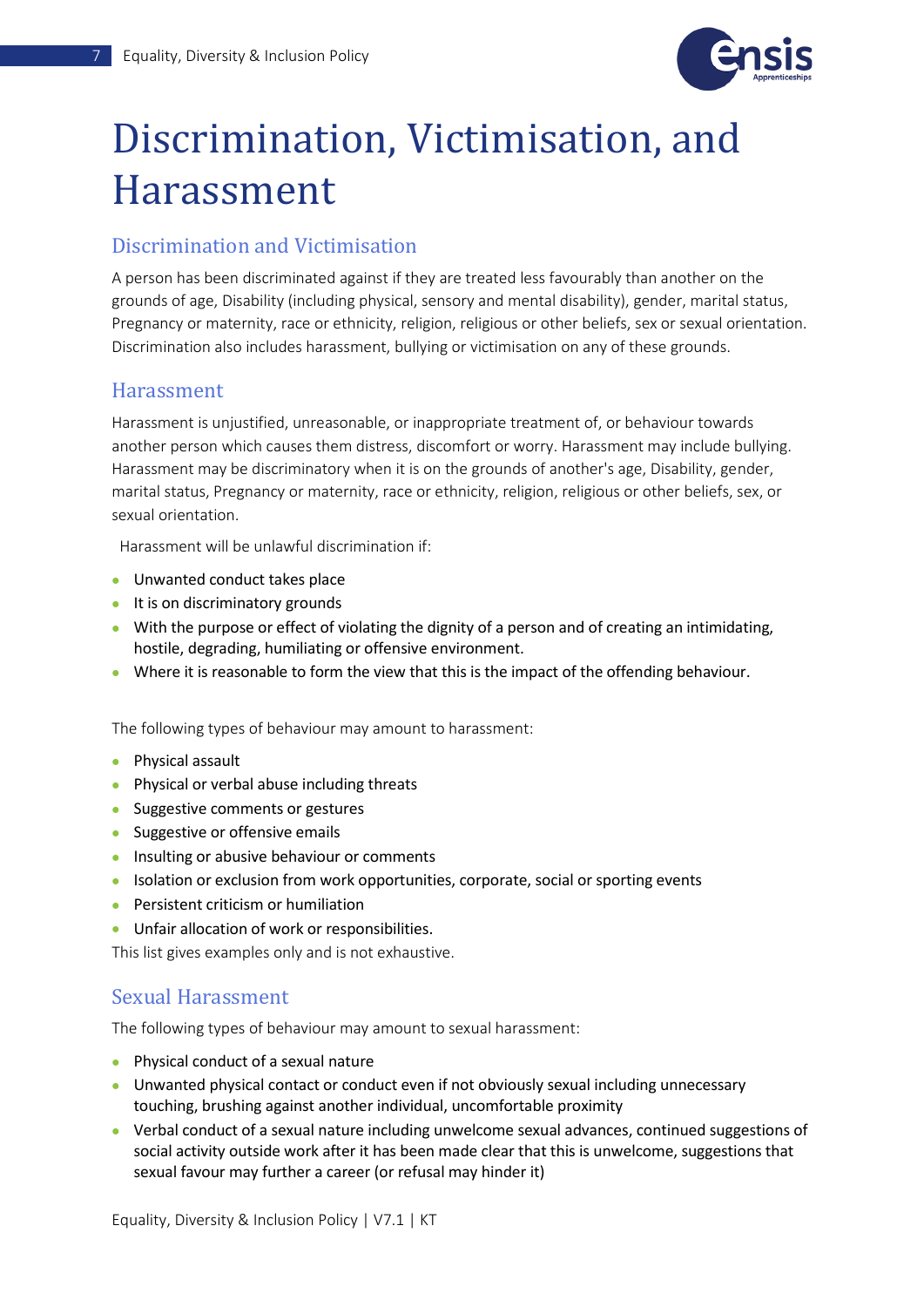# Discrimination, Victimisation, and Harassment

## Discrimination and Victimisation

A person has been discriminated against if they are treated less favourably than another on the grounds of age, Disability (including physical, sensory and mental disability), gender, marital status, Pregnancy or maternity, race or ethnicity, religion, religious or other beliefs, sex or sexual orientation. Discrimination also includes harassment, bullying or victimisation on any of these grounds.

## Harassment

Harassment is unjustified, unreasonable, or inappropriate treatment of, or behaviour towards another person which causes them distress, discomfort or worry. Harassment may include bullying. Harassment may be discriminatory when it is on the grounds of another's age, Disability, gender, marital status, Pregnancy or maternity, race or ethnicity, religion, religious or other beliefs, sex, or sexual orientation.

Harassment will be unlawful discrimination if:

- Unwanted conduct takes place
- It is on discriminatory grounds
- With the purpose or effect of violating the dignity of a person and of creating an intimidating, hostile, degrading, humiliating or offensive environment.
- Where it is reasonable to form the view that this is the impact of the offending behaviour.

The following types of behaviour may amount to harassment:

- Physical assault
- Physical or verbal abuse including threats
- Suggestive comments or gestures
- Suggestive or offensive emails
- Insulting or abusive behaviour or comments
- Isolation or exclusion from work opportunities, corporate, social or sporting events
- Persistent criticism or humiliation
- Unfair allocation of work or responsibilities.

This list gives examples only and is not exhaustive.

## Sexual Harassment

The following types of behaviour may amount to sexual harassment:

- Physical conduct of a sexual nature
- Unwanted physical contact or conduct even if not obviously sexual including unnecessary touching, brushing against another individual, uncomfortable proximity
- Verbal conduct of a sexual nature including unwelcome sexual advances, continued suggestions of social activity outside work after it has been made clear that this is unwelcome, suggestions that sexual favour may further a career (or refusal may hinder it)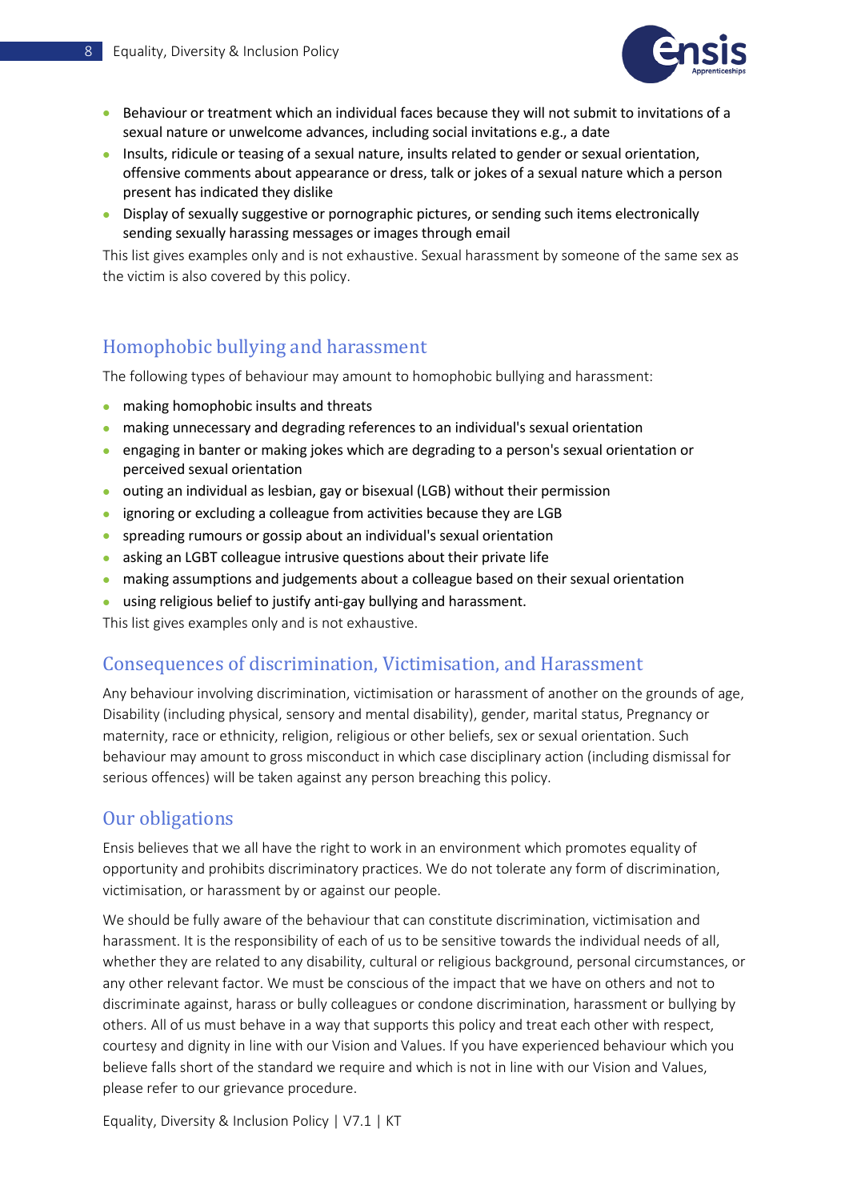- Behaviour or treatment which an individual faces because they will not submit to invitations of a sexual nature or unwelcome advances, including social invitations e.g., a date
- Insults, ridicule or teasing of a sexual nature, insults related to gender or sexual orientation, offensive comments about appearance or dress, talk or jokes of a sexual nature which a person present has indicated they dislike
- Display of sexually suggestive or pornographic pictures, or sending such items electronically sending sexually harassing messages or images through email

This list gives examples only and is not exhaustive. Sexual harassment by someone of the same sex as the victim is also covered by this policy.

## Homophobic bullying and harassment

The following types of behaviour may amount to homophobic bullying and harassment:

- making homophobic insults and threats
- making unnecessary and degrading references to an individual's sexual orientation
- engaging in banter or making jokes which are degrading to a person's sexual orientation or perceived sexual orientation
- outing an individual as lesbian, gay or bisexual (LGB) without their permission
- ignoring or excluding a colleague from activities because they are LGB
- spreading rumours or gossip about an individual's sexual orientation
- asking an LGBT colleague intrusive questions about their private life
- making assumptions and judgements about a colleague based on their sexual orientation
- using religious belief to justify anti-gay bullying and harassment.

This list gives examples only and is not exhaustive.

## Consequences of discrimination, Victimisation, and Harassment

Any behaviour involving discrimination, victimisation or harassment of another on the grounds of age, Disability (including physical, sensory and mental disability), gender, marital status, Pregnancy or maternity, race or ethnicity, religion, religious or other beliefs, sex or sexual orientation. Such behaviour may amount to gross misconduct in which case disciplinary action (including dismissal for serious offences) will be taken against any person breaching this policy.

## Our obligations

Ensis believes that we all have the right to work in an environment which promotes equality of opportunity and prohibits discriminatory practices. We do not tolerate any form of discrimination, victimisation, or harassment by or against our people.

We should be fully aware of the behaviour that can constitute discrimination, victimisation and harassment. It is the responsibility of each of us to be sensitive towards the individual needs of all, whether they are related to any disability, cultural or religious background, personal circumstances, or any other relevant factor. We must be conscious of the impact that we have on others and not to discriminate against, harass or bully colleagues or condone discrimination, harassment or bullying by others. All of us must behave in a way that supports this policy and treat each other with respect, courtesy and dignity in line with our Vision and Values. If you have experienced behaviour which you believe falls short of the standard we require and which is not in line with our Vision and Values, please refer to our grievance procedure.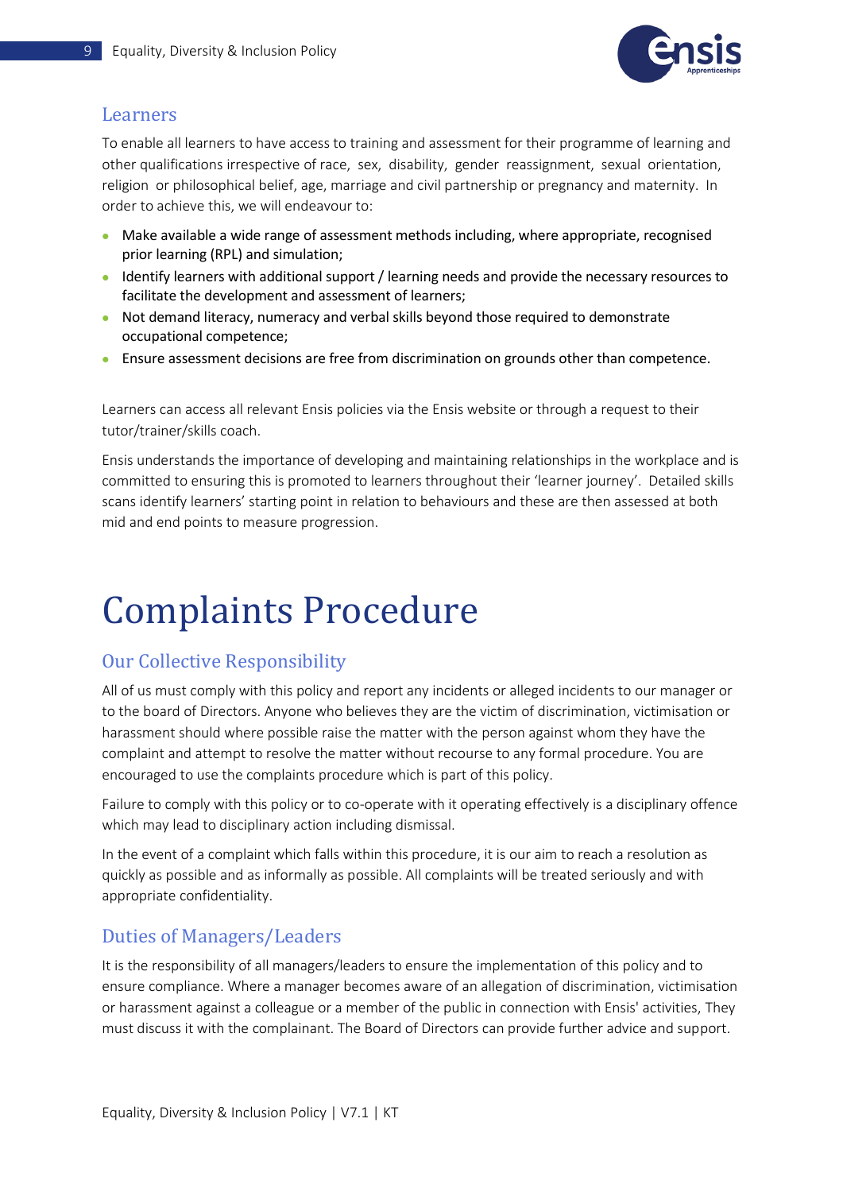## Learners

To enable all learners to have access to training and assessment for their programme of learning and other qualifications irrespective of race, sex, disability, gender reassignment, sexual orientation, religion or philosophical belief, age, marriage and civil partnership or pregnancy and maternity. In order to achieve this, we will endeavour to:

- Make available a wide range of assessment methods including, where appropriate, recognised prior learning (RPL) and simulation;
- Identify learners with additional support / learning needs and provide the necessary resources to facilitate the development and assessment of learners;
- Not demand literacy, numeracy and verbal skills beyond those required to demonstrate occupational competence;
- Ensure assessment decisions are free from discrimination on grounds other than competence.

Learners can access all relevant Ensis policies via the Ensis website or through a request to their tutor/trainer/skills coach.

Ensis understands the importance of developing and maintaining relationships in the workplace and is committed to ensuring this is promoted to learners throughout their 'learner journey'. Detailed skills scans identify learners' starting point in relation to behaviours and these are then assessed at both mid and end points to measure progression.

# Complaints Procedure

## Our Collective Responsibility

All of us must comply with this policy and report any incidents or alleged incidents to our manager or to the board of Directors. Anyone who believes they are the victim of discrimination, victimisation or harassment should where possible raise the matter with the person against whom they have the complaint and attempt to resolve the matter without recourse to any formal procedure. You are encouraged to use the complaints procedure which is part of this policy.

Failure to comply with this policy or to co-operate with it operating effectively is a disciplinary offence which may lead to disciplinary action including dismissal.

In the event of a complaint which falls within this procedure, it is our aim to reach a resolution as quickly as possible and as informally as possible. All complaints will be treated seriously and with appropriate confidentiality.

## Duties of Managers/Leaders

It is the responsibility of all managers/leaders to ensure the implementation of this policy and to ensure compliance. Where a manager becomes aware of an allegation of discrimination, victimisation or harassment against a colleague or a member of the public in connection with Ensis' activities, They must discuss it with the complainant. The Board of Directors can provide further advice and support.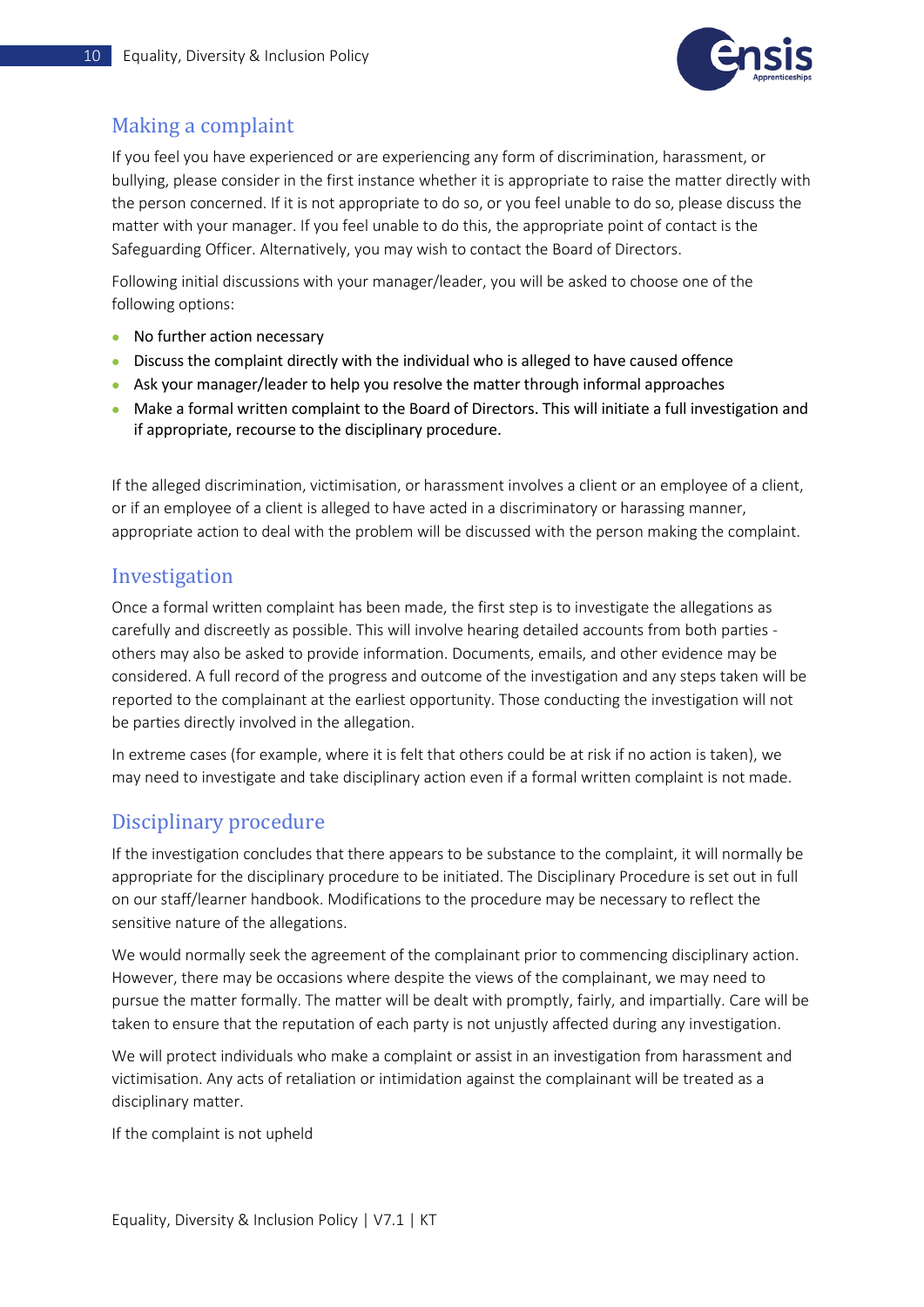## Making a complaint

If you feel you have experienced or are experiencing any form of discrimination, harassment, or bullying, please consider in the first instance whether it is appropriate to raise the matter directly with the person concerned. If it is not appropriate to do so, or you feel unable to do so, please discuss the matter with your manager. If you feel unable to do this, the appropriate point of contact is the Safeguarding Officer. Alternatively, you may wish to contact the Board of Directors.

Following initial discussions with your manager/leader, you will be asked to choose one of the following options:

- No further action necessary
- Discuss the complaint directly with the individual who is alleged to have caused offence
- Ask your manager/leader to help you resolve the matter through informal approaches
- Make a formal written complaint to the Board of Directors. This will initiate a full investigation and if appropriate, recourse to the disciplinary procedure.

If the alleged discrimination, victimisation, or harassment involves a client or an employee of a client, or if an employee of a client is alleged to have acted in a discriminatory or harassing manner, appropriate action to deal with the problem will be discussed with the person making the complaint.

## Investigation

Once a formal written complaint has been made, the first step is to investigate the allegations as carefully and discreetly as possible. This will involve hearing detailed accounts from both parties - others may also be asked to provide information. Documents, emails, and other evidence may be considered. A full record of the progress and outcome of the investigation and any steps taken will be reported to the complainant at the earliest opportunity. Those conducting the investigation will not be parties directly involved in the allegation.

In extreme cases (for example, where it is felt that others could be at risk if no action is taken), we may need to investigate and take disciplinary action even if a formal written complaint is not made.

## Disciplinary procedure

If the investigation concludes that there appears to be substance to the complaint, it will normally be appropriate for the disciplinary procedure to be initiated. The Disciplinary Procedure is set out in full on our staff/learner handbook. Modifications to the procedure may be necessary to reflect the sensitive nature of the allegations.

We would normally seek the agreement of the complainant prior to commencing disciplinary action. However, there may be occasions where despite the views of the complainant, we may need to pursue the matter formally. The matter will be dealt with promptly, fairly, and impartially. Care will be taken to ensure that the reputation of each party is not unjustly affected during any investigation.

We will protect individuals who make a complaint or assist in an investigation from harassment and victimisation. Any acts of retaliation or intimidation against the complainant will be treated as a disciplinary matter.

If the complaint is not upheld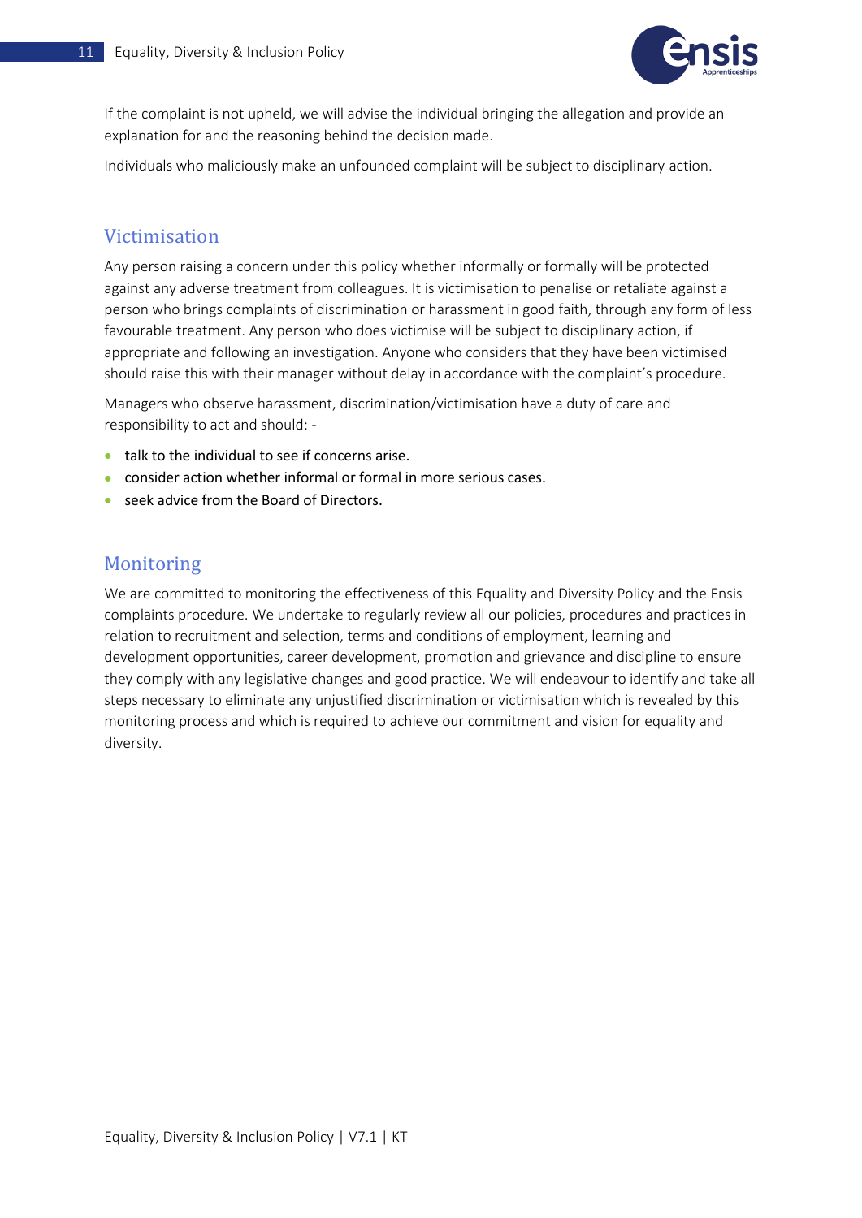If the complaint is not upheld, we will advise the individual bringing the allegation and provide an explanation for and the reasoning behind the decision made.

Individuals who maliciously make an unfounded complaint will be subject to disciplinary action.

## Victimisation

Any person raising a concern under this policy whether informally or formally will be protected against any adverse treatment from colleagues. It is victimisation to penalise or retaliate against a person who brings complaints of discrimination or harassment in good faith, through any form of less favourable treatment. Any person who does victimise will be subject to disciplinary action, if appropriate and following an investigation. Anyone who considers that they have been victimised should raise this with their manager without delay in accordance with the complaint's procedure.

Managers who observe harassment, discrimination/victimisation have a duty of care and responsibility to act and should: -

- talk to the individual to see if concerns arise.
- consider action whether informal or formal in more serious cases.
- seek advice from the Board of Directors.

## Monitoring

We are committed to monitoring the effectiveness of this Equality and Diversity Policy and the Ensis complaints procedure. We undertake to regularly review all our policies, procedures and practices in relation to recruitment and selection, terms and conditions of employment, learning and development opportunities, career development, promotion and grievance and discipline to ensure they comply with any legislative changes and good practice. We will endeavour to identify and take all steps necessary to eliminate any unjustified discrimination or victimisation which is revealed by this monitoring process and which is required to achieve our commitment and vision for equality and diversity.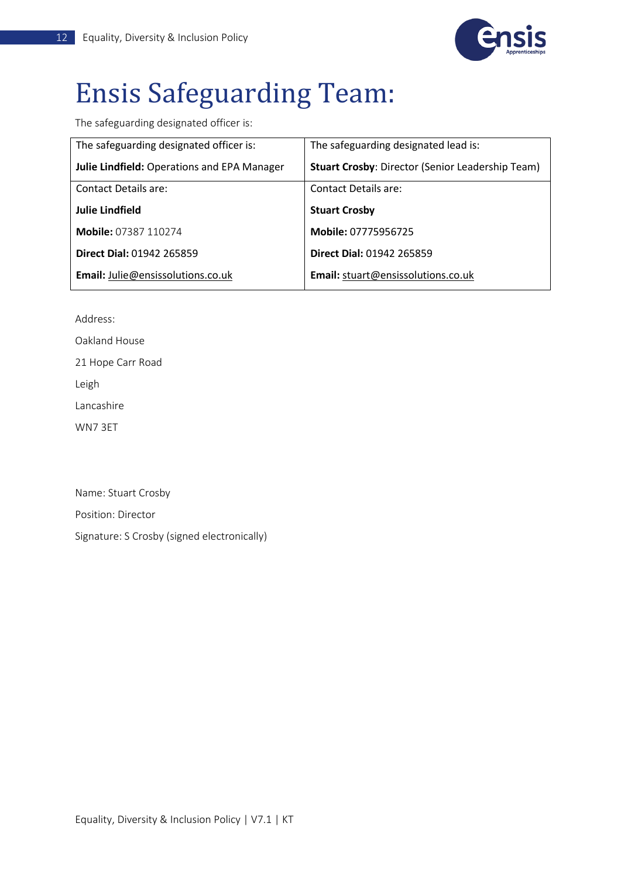# Ensis Safeguarding Team:

The safeguarding designated officer is:

| | |
|---|---|
| The safeguarding designated officer is:<br><br>**Julie Lindfield:** Operations and EPA Manager | The safeguarding designated lead is:<br><br>**Stuart Crosby**: Director (Senior Leadership Team) |
| Contact Details are:<br><br>**Julie Lindfield**<br><br>**Mobile:** 07387 110274<br><br>**Direct Dial:** 01942 265859<br><br>**Email:** Julie@ensissolutions.co.uk | Contact Details are:<br><br>**Stuart Crosby**<br><br>**Mobile:** 07775956725<br><br>**Direct Dial:** 01942 265859<br><br>**Email:** stuart@ensissolutions.co.uk |

Address:

Oakland House

21 Hope Carr Road

Leigh

Lancashire

WN7 3ET

Name: Stuart Crosby

Position: Director

Signature: S Crosby (signed electronically)